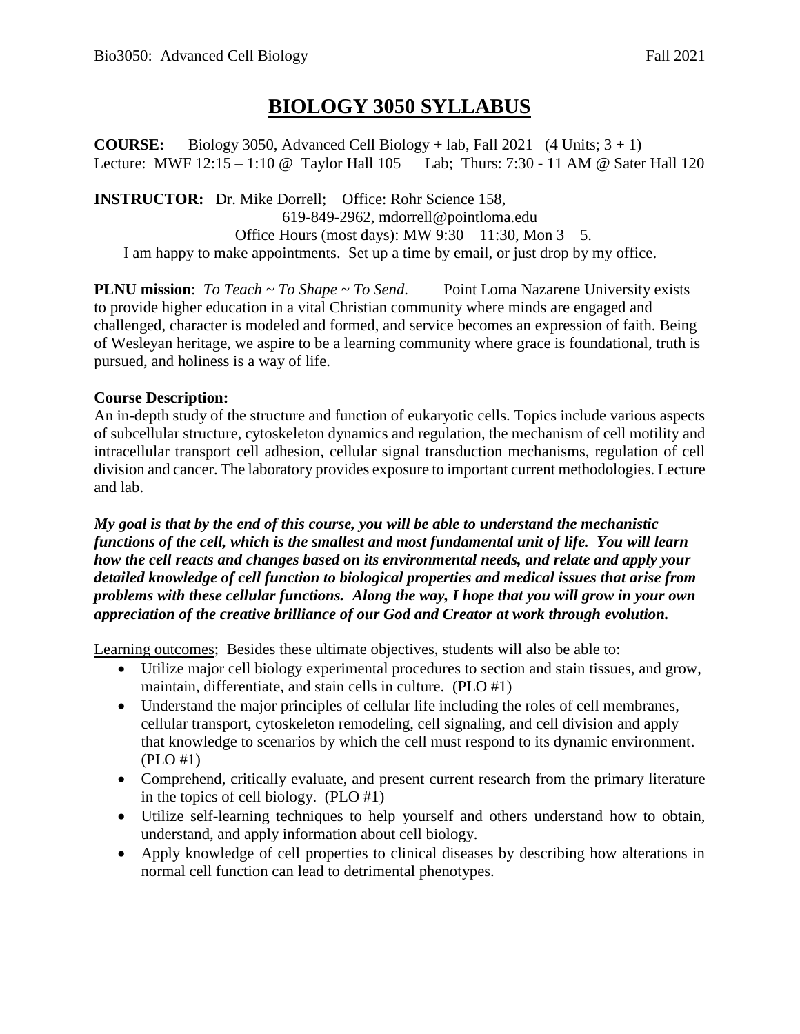# BIOLOGY 3050 SYLLABUS

**COURSE:** Biology 3050, Advanced Cell Biology + lab, Fall 2021 (4 Units; 3 + 1)
Lecture: MWF 12:15 – 1:10 @ Taylor Hall 105 Lab; Thurs: 7:30 - 11 AM @ Sater Hall 120

**INSTRUCTOR:** Dr. Mike Dorrell; Office: Rohr Science 158,
619-849-2962, mdorrell@pointloma.edu
Office Hours (most days): MW 9:30 – 11:30, Mon 3 – 5.
I am happy to make appointments. Set up a time by email, or just drop by my office.

**PLNU mission**: *To Teach ~ To Shape ~ To Send.* Point Loma Nazarene University exists to provide higher education in a vital Christian community where minds are engaged and challenged, character is modeled and formed, and service becomes an expression of faith. Being of Wesleyan heritage, we aspire to be a learning community where grace is foundational, truth is pursued, and holiness is a way of life.

**Course Description:**
An in-depth study of the structure and function of eukaryotic cells. Topics include various aspects of subcellular structure, cytoskeleton dynamics and regulation, the mechanism of cell motility and intracellular transport cell adhesion, cellular signal transduction mechanisms, regulation of cell division and cancer. The laboratory provides exposure to important current methodologies. Lecture and lab.

***My goal is that by the end of this course, you will be able to understand the mechanistic functions of the cell, which is the smallest and most fundamental unit of life. You will learn how the cell reacts and changes based on its environmental needs, and relate and apply your detailed knowledge of cell function to biological properties and medical issues that arise from problems with these cellular functions. Along the way, I hope that you will grow in your own appreciation of the creative brilliance of our God and Creator at work through evolution.***

<u>Learning outcomes</u>; Besides these ultimate objectives, students will also be able to:

- Utilize major cell biology experimental procedures to section and stain tissues, and grow, maintain, differentiate, and stain cells in culture. (PLO #1)
- Understand the major principles of cellular life including the roles of cell membranes, cellular transport, cytoskeleton remodeling, cell signaling, and cell division and apply that knowledge to scenarios by which the cell must respond to its dynamic environment. (PLO #1)
- Comprehend, critically evaluate, and present current research from the primary literature in the topics of cell biology. (PLO #1)
- Utilize self-learning techniques to help yourself and others understand how to obtain, understand, and apply information about cell biology.
- Apply knowledge of cell properties to clinical diseases by describing how alterations in normal cell function can lead to detrimental phenotypes.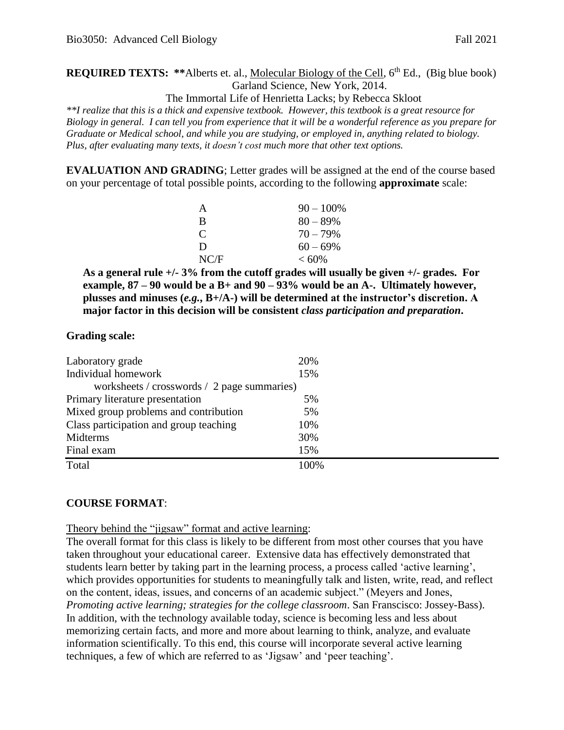**REQUIRED TEXTS:** **Alberts et. al., Molecular Biology of the Cell, 6th Ed., (Big blue book) Garland Science, New York, 2014.

The Immortal Life of Henrietta Lacks; by Rebecca Skloot

*\*\*I realize that this is a thick and expensive textbook. However, this textbook is a great resource for Biology in general. I can tell you from experience that it will be a wonderful reference as you prepare for Graduate or Medical school, and while you are studying, or employed in, anything related to biology. Plus, after evaluating many texts, it doesn't cost much more that other text options.*

**EVALUATION AND GRADING**; Letter grades will be assigned at the end of the course based on your percentage of total possible points, according to the following **approximate** scale:

| | |
|---|---|
| A | 90 – 100% |
| B | 80 – 89% |
| C | 70 – 79% |
| D | 60 – 69% |
| NC/F | < 60% |

**As a general rule +/- 3% from the cutoff grades will usually be given +/- grades. For example, 87 – 90 would be a B+ and 90 – 93% would be an A-. Ultimately however, plusses and minuses (*e.g.*, B+/A-) will be determined at the instructor's discretion. A major factor in this decision will be consistent *class participation and preparation*.**

**Grading scale:**

| | |
|---|---|
| Laboratory grade | 20% |
| Individual homework (worksheets / crosswords / 2 page summaries) | 15% |
| Primary literature presentation | 5% |
| Mixed group problems and contribution | 5% |
| Class participation and group teaching | 10% |
| Midterms | 30% |
| Final exam | 15% |
| Total | 100% |

**COURSE FORMAT**:

Theory behind the "jigsaw" format and active learning:

The overall format for this class is likely to be different from most other courses that you have taken throughout your educational career. Extensive data has effectively demonstrated that students learn better by taking part in the learning process, a process called 'active learning', which provides opportunities for students to meaningfully talk and listen, write, read, and reflect on the content, ideas, issues, and concerns of an academic subject." (Meyers and Jones, *Promoting active learning; strategies for the college classroom*. San Franscisco: Jossey-Bass). In addition, with the technology available today, science is becoming less and less about memorizing certain facts, and more and more about learning to think, analyze, and evaluate information scientifically. To this end, this course will incorporate several active learning techniques, a few of which are referred to as 'Jigsaw' and 'peer teaching'.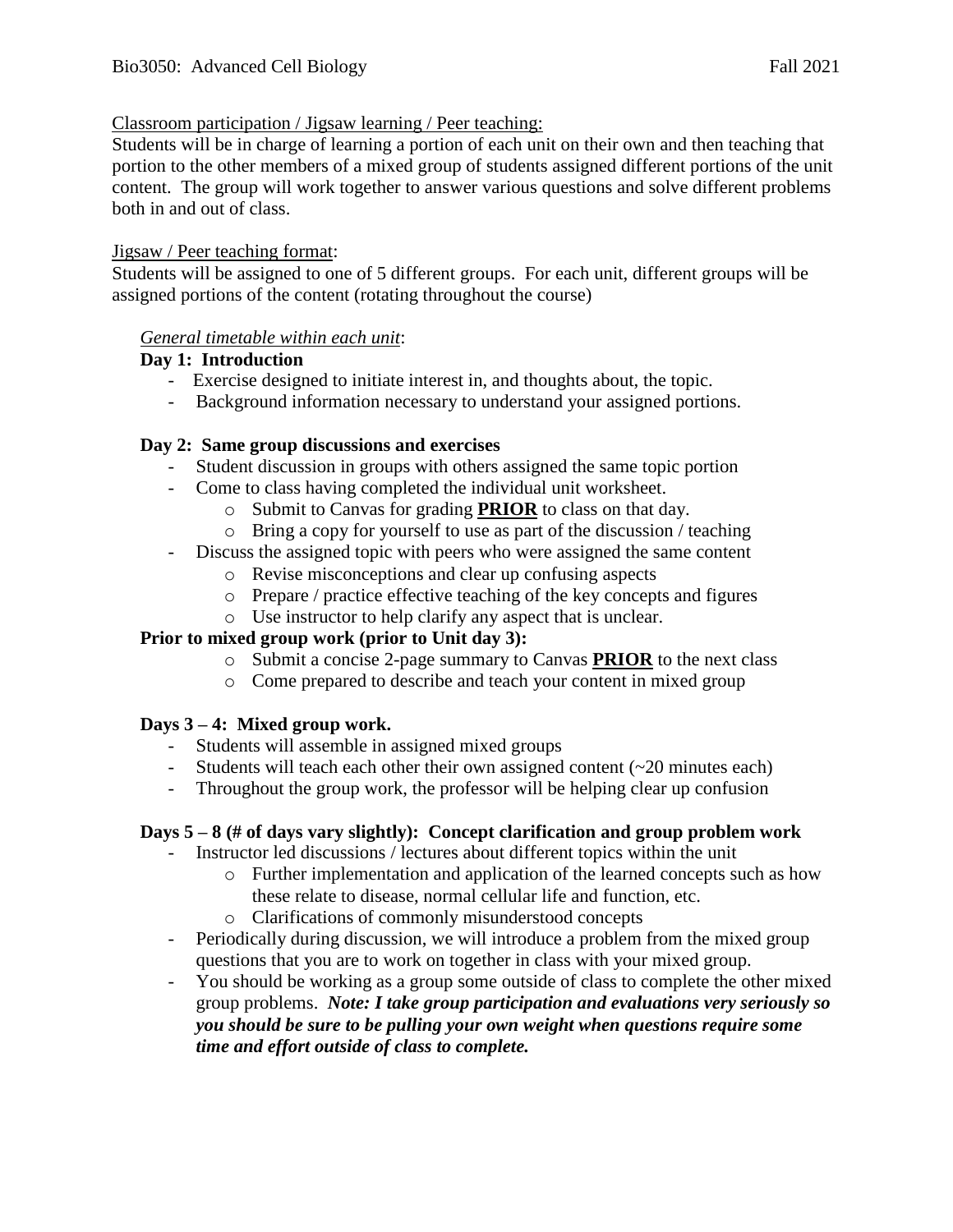Classroom participation / Jigsaw learning / Peer teaching:

Students will be in charge of learning a portion of each unit on their own and then teaching that portion to the other members of a mixed group of students assigned different portions of the unit content. The group will work together to answer various questions and solve different problems both in and out of class.

Jigsaw / Peer teaching format:

Students will be assigned to one of 5 different groups. For each unit, different groups will be assigned portions of the content (rotating throughout the course)

*General timetable within each unit*:

**Day 1: Introduction**

- Exercise designed to initiate interest in, and thoughts about, the topic.
- Background information necessary to understand your assigned portions.

**Day 2: Same group discussions and exercises**

- Student discussion in groups with others assigned the same topic portion
- Come to class having completed the individual unit worksheet.
  - Submit to Canvas for grading **PRIOR** to class on that day.
  - Bring a copy for yourself to use as part of the discussion / teaching
- Discuss the assigned topic with peers who were assigned the same content
  - Revise misconceptions and clear up confusing aspects
  - Prepare / practice effective teaching of the key concepts and figures
  - Use instructor to help clarify any aspect that is unclear.

**Prior to mixed group work (prior to Unit day 3):**

- Submit a concise 2-page summary to Canvas **PRIOR** to the next class
- Come prepared to describe and teach your content in mixed group

**Days 3 – 4: Mixed group work.**

- Students will assemble in assigned mixed groups
- Students will teach each other their own assigned content (~20 minutes each)
- Throughout the group work, the professor will be helping clear up confusion

**Days 5 – 8 (# of days vary slightly): Concept clarification and group problem work**

- Instructor led discussions / lectures about different topics within the unit
  - Further implementation and application of the learned concepts such as how these relate to disease, normal cellular life and function, etc.
  - Clarifications of commonly misunderstood concepts
- Periodically during discussion, we will introduce a problem from the mixed group questions that you are to work on together in class with your mixed group.
- You should be working as a group some outside of class to complete the other mixed group problems. ***Note: I take group participation and evaluations very seriously so you should be sure to be pulling your own weight when questions require some time and effort outside of class to complete.***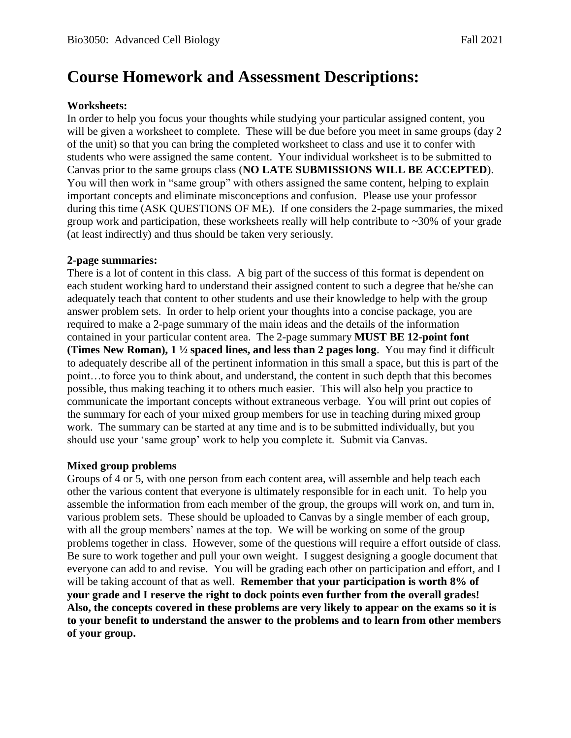# Course Homework and Assessment Descriptions:

**Worksheets:**
In order to help you focus your thoughts while studying your particular assigned content, you will be given a worksheet to complete. These will be due before you meet in same groups (day 2 of the unit) so that you can bring the completed worksheet to class and use it to confer with students who were assigned the same content. Your individual worksheet is to be submitted to Canvas prior to the same groups class (**NO LATE SUBMISSIONS WILL BE ACCEPTED**). You will then work in "same group" with others assigned the same content, helping to explain important concepts and eliminate misconceptions and confusion. Please use your professor during this time (ASK QUESTIONS OF ME). If one considers the 2-page summaries, the mixed group work and participation, these worksheets really will help contribute to ~30% of your grade (at least indirectly) and thus should be taken very seriously.

**2-page summaries:**
There is a lot of content in this class. A big part of the success of this format is dependent on each student working hard to understand their assigned content to such a degree that he/she can adequately teach that content to other students and use their knowledge to help with the group answer problem sets. In order to help orient your thoughts into a concise package, you are required to make a 2-page summary of the main ideas and the details of the information contained in your particular content area. The 2-page summary **MUST BE 12-point font (Times New Roman), 1 ½ spaced lines, and less than 2 pages long**. You may find it difficult to adequately describe all of the pertinent information in this small a space, but this is part of the point…to force you to think about, and understand, the content in such depth that this becomes possible, thus making teaching it to others much easier. This will also help you practice to communicate the important concepts without extraneous verbage. You will print out copies of the summary for each of your mixed group members for use in teaching during mixed group work. The summary can be started at any time and is to be submitted individually, but you should use your 'same group' work to help you complete it. Submit via Canvas.

**Mixed group problems**
Groups of 4 or 5, with one person from each content area, will assemble and help teach each other the various content that everyone is ultimately responsible for in each unit. To help you assemble the information from each member of the group, the groups will work on, and turn in, various problem sets. These should be uploaded to Canvas by a single member of each group, with all the group members' names at the top. We will be working on some of the group problems together in class. However, some of the questions will require a effort outside of class. Be sure to work together and pull your own weight. I suggest designing a google document that everyone can add to and revise. You will be grading each other on participation and effort, and I will be taking account of that as well. **Remember that your participation is worth 8% of your grade and I reserve the right to dock points even further from the overall grades! Also, the concepts covered in these problems are very likely to appear on the exams so it is to your benefit to understand the answer to the problems and to learn from other members of your group.**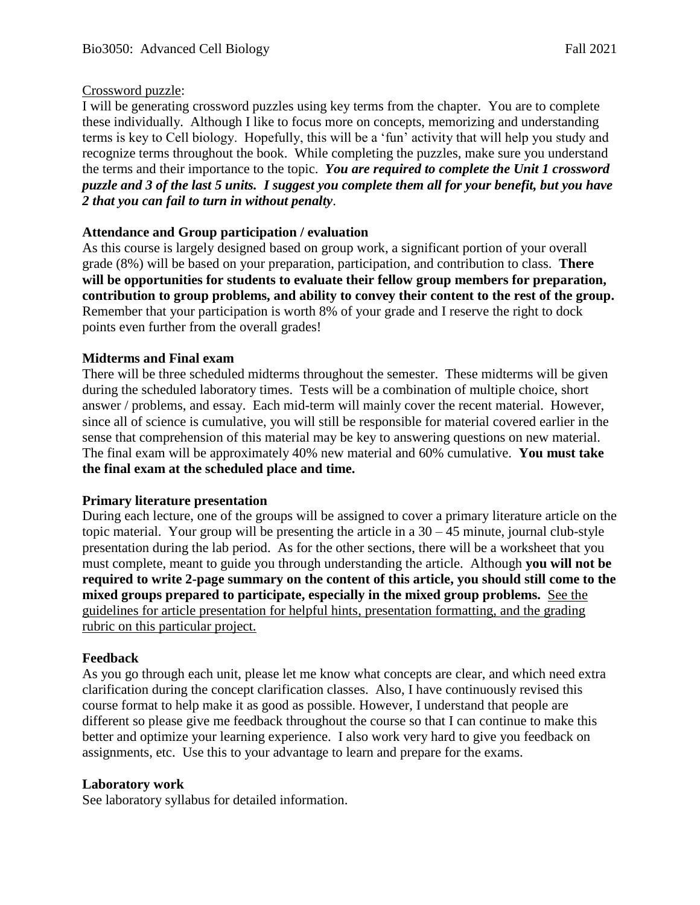Crossword puzzle:

I will be generating crossword puzzles using key terms from the chapter. You are to complete these individually. Although I like to focus more on concepts, memorizing and understanding terms is key to Cell biology. Hopefully, this will be a 'fun' activity that will help you study and recognize terms throughout the book. While completing the puzzles, make sure you understand the terms and their importance to the topic. ***You are required to complete the Unit 1 crossword puzzle and 3 of the last 5 units. I suggest you complete them all for your benefit, but you have 2 that you can fail to turn in without penalty***.

**Attendance and Group participation / evaluation**

As this course is largely designed based on group work, a significant portion of your overall grade (8%) will be based on your preparation, participation, and contribution to class. **There will be opportunities for students to evaluate their fellow group members for preparation, contribution to group problems, and ability to convey their content to the rest of the group.** Remember that your participation is worth 8% of your grade and I reserve the right to dock points even further from the overall grades!

**Midterms and Final exam**

There will be three scheduled midterms throughout the semester. These midterms will be given during the scheduled laboratory times. Tests will be a combination of multiple choice, short answer / problems, and essay. Each mid-term will mainly cover the recent material. However, since all of science is cumulative, you will still be responsible for material covered earlier in the sense that comprehension of this material may be key to answering questions on new material. The final exam will be approximately 40% new material and 60% cumulative. **You must take the final exam at the scheduled place and time.**

**Primary literature presentation**

During each lecture, one of the groups will be assigned to cover a primary literature article on the topic material. Your group will be presenting the article in a 30 – 45 minute, journal club-style presentation during the lab period. As for the other sections, there will be a worksheet that you must complete, meant to guide you through understanding the article. Although **you will not be required to write 2-page summary on the content of this article, you should still come to the mixed groups prepared to participate, especially in the mixed group problems.** See the guidelines for article presentation for helpful hints, presentation formatting, and the grading rubric on this particular project.

**Feedback**

As you go through each unit, please let me know what concepts are clear, and which need extra clarification during the concept clarification classes. Also, I have continuously revised this course format to help make it as good as possible. However, I understand that people are different so please give me feedback throughout the course so that I can continue to make this better and optimize your learning experience. I also work very hard to give you feedback on assignments, etc. Use this to your advantage to learn and prepare for the exams.

**Laboratory work**

See laboratory syllabus for detailed information.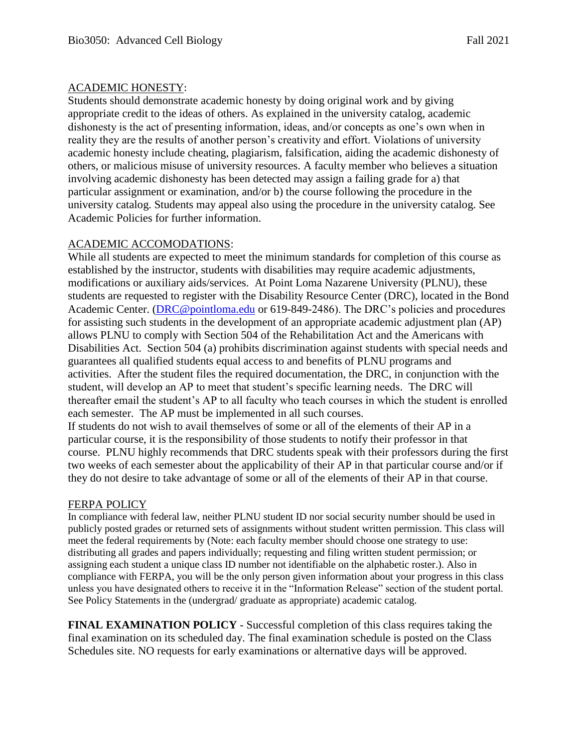## ACADEMIC HONESTY:

Students should demonstrate academic honesty by doing original work and by giving appropriate credit to the ideas of others. As explained in the university catalog, academic dishonesty is the act of presenting information, ideas, and/or concepts as one's own when in reality they are the results of another person's creativity and effort. Violations of university academic honesty include cheating, plagiarism, falsification, aiding the academic dishonesty of others, or malicious misuse of university resources. A faculty member who believes a situation involving academic dishonesty has been detected may assign a failing grade for a) that particular assignment or examination, and/or b) the course following the procedure in the university catalog. Students may appeal also using the procedure in the university catalog. See Academic Policies for further information.

## ACADEMIC ACCOMODATIONS:

While all students are expected to meet the minimum standards for completion of this course as established by the instructor, students with disabilities may require academic adjustments, modifications or auxiliary aids/services. At Point Loma Nazarene University (PLNU), these students are requested to register with the Disability Resource Center (DRC), located in the Bond Academic Center. (DRC@pointloma.edu or 619-849-2486). The DRC's policies and procedures for assisting such students in the development of an appropriate academic adjustment plan (AP) allows PLNU to comply with Section 504 of the Rehabilitation Act and the Americans with Disabilities Act. Section 504 (a) prohibits discrimination against students with special needs and guarantees all qualified students equal access to and benefits of PLNU programs and activities. After the student files the required documentation, the DRC, in conjunction with the student, will develop an AP to meet that student's specific learning needs. The DRC will thereafter email the student's AP to all faculty who teach courses in which the student is enrolled each semester. The AP must be implemented in all such courses.

If students do not wish to avail themselves of some or all of the elements of their AP in a particular course, it is the responsibility of those students to notify their professor in that course. PLNU highly recommends that DRC students speak with their professors during the first two weeks of each semester about the applicability of their AP in that particular course and/or if they do not desire to take advantage of some or all of the elements of their AP in that course.

## FERPA POLICY

In compliance with federal law, neither PLNU student ID nor social security number should be used in publicly posted grades or returned sets of assignments without student written permission. This class will meet the federal requirements by (Note: each faculty member should choose one strategy to use: distributing all grades and papers individually; requesting and filing written student permission; or assigning each student a unique class ID number not identifiable on the alphabetic roster.). Also in compliance with FERPA, you will be the only person given information about your progress in this class unless you have designated others to receive it in the "Information Release" section of the student portal. See Policy Statements in the (undergrad/ graduate as appropriate) academic catalog.

**FINAL EXAMINATION POLICY** - Successful completion of this class requires taking the final examination on its scheduled day. The final examination schedule is posted on the Class Schedules site. NO requests for early examinations or alternative days will be approved.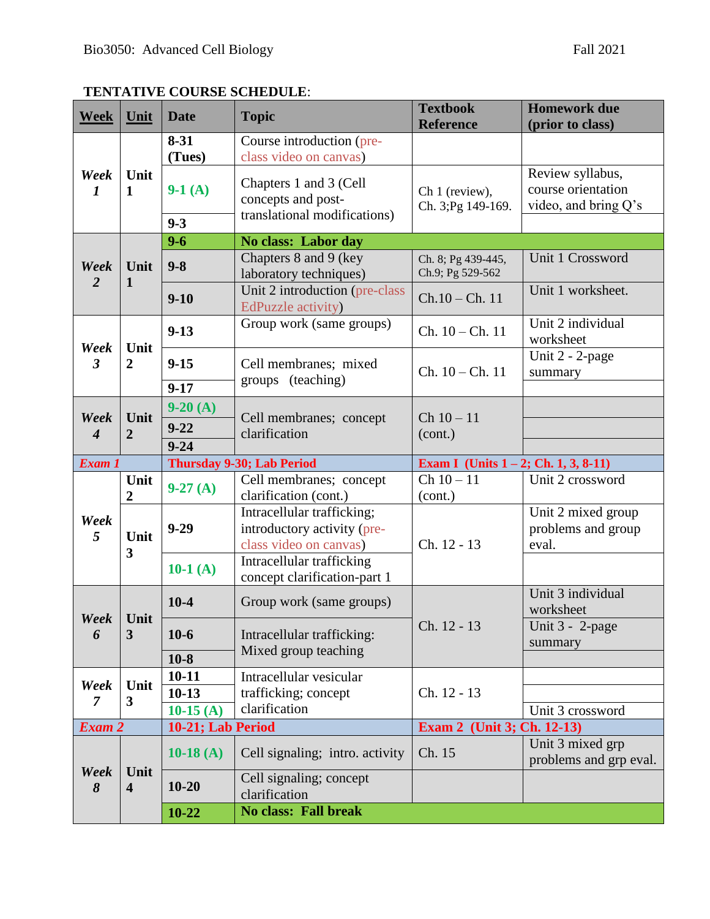**TENTATIVE COURSE SCHEDULE**:

| Week | Unit | Date | Topic | Textbook Reference | Homework due (prior to class) |
|---|---|---|---|---|---|
| *Week 1* | Unit 1 | 8-31 (Tues) | Course introduction (pre-class video on canvas) | | |
| | | 9-1 (A) | Chapters 1 and 3 (Cell concepts and post-translational modifications) | Ch 1 (review), Ch. 3;Pg 149-169. | Review syllabus, course orientation video, and bring Q's |
| | | 9-3 | | | |
| | | 9-6 | **No class: Labor day** | | |
| *Week 2* | Unit 1 | 9-8 | Chapters 8 and 9 (key laboratory techniques) | Ch. 8; Pg 439-445, Ch.9; Pg 529-562 | Unit 1 Crossword |
| | | 9-10 | Unit 2 introduction (pre-class EdPuzzle activity) | Ch.10 – Ch. 11 | Unit 1 worksheet. |
| *Week 3* | Unit 2 | 9-13 | Group work (same groups) | Ch. 10 – Ch. 11 | Unit 2 individual worksheet |
| | | 9-15 | Cell membranes; mixed groups (teaching) | Ch. 10 – Ch. 11 | Unit 2 - 2-page summary |
| | | 9-17 | | | |
| *Week 4* | Unit 2 | 9-20 (A) | Cell membranes; concept clarification | Ch 10 – 11 (cont.) | |
| | | 9-22 | | | |
| | | 9-24 | | | |
| *Exam 1* | | Thursday 9-30; Lab Period | | Exam I (Units 1 – 2; Ch. 1, 3, 8-11) | |
| *Week 5* | Unit 2 | 9-27 (A) | Cell membranes; concept clarification (cont.) | Ch 10 – 11 (cont.) | Unit 2 crossword |
| | Unit 3 | 9-29 | Intracellular trafficking; introductory activity (pre-class video on canvas) | Ch. 12 - 13 | Unit 2 mixed group problems and group eval. |
| | | 10-1 (A) | Intracellular trafficking concept clarification-part 1 | | |
| *Week 6* | Unit 3 | 10-4 | Group work (same groups) | Ch. 12 - 13 | Unit 3 individual worksheet |
| | | 10-6 | Intracellular trafficking: Mixed group teaching | | Unit 3 - 2-page summary |
| | | 10-8 | | | |
| *Week 7* | Unit 3 | 10-11 | Intracellular vesicular trafficking; concept clarification | Ch. 12 - 13 | |
| | | 10-13 | | | |
| | | 10-15 (A) | | | Unit 3 crossword |
| *Exam 2* | | 10-21; Lab Period | | Exam 2 (Unit 3; Ch. 12-13) | |
| *Week 8* | Unit 4 | 10-18 (A) | Cell signaling; intro. activity | Ch. 15 | Unit 3 mixed grp problems and grp eval. |
| | | 10-20 | Cell signaling; concept clarification | | |
| | | 10-22 | **No class: Fall break** | | |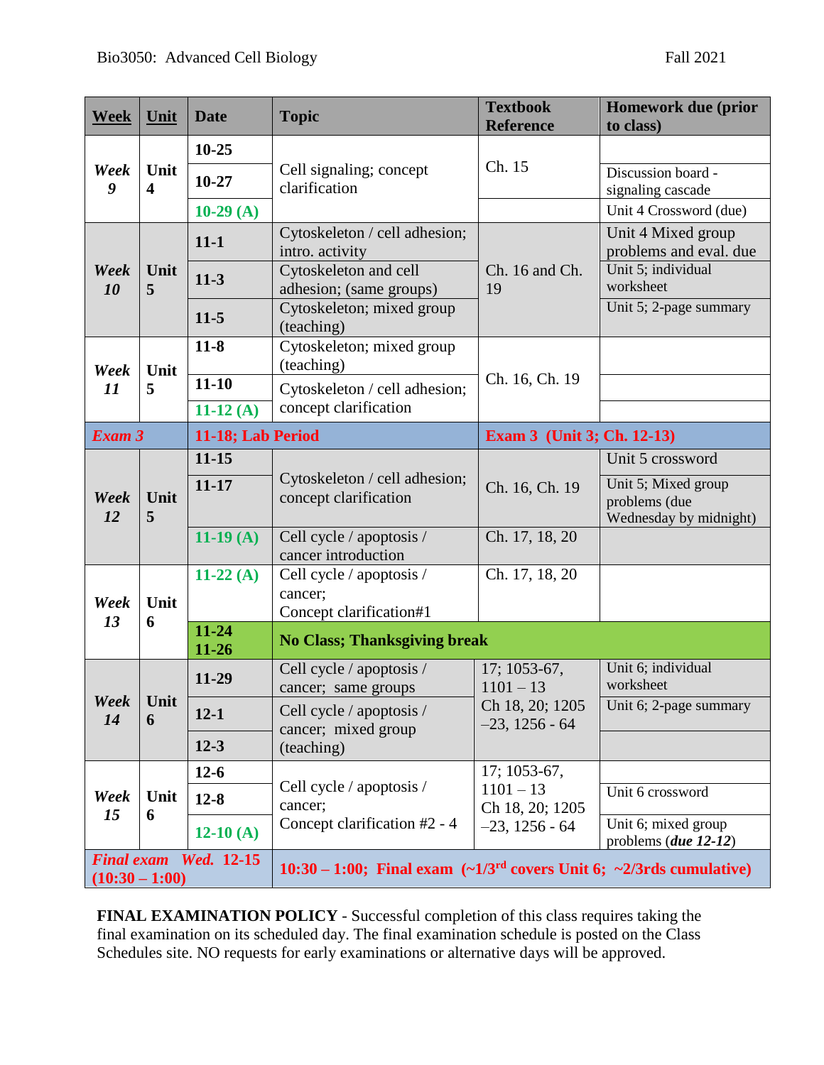Bio3050: Advanced Cell Biology Fall 2021

| Week | Unit | Date | Topic | Textbook Reference | Homework due (prior to class) |
|---|---|---|---|---|---|
| *Week 9* | Unit 4 | 10-25 | Cell signaling; concept clarification | Ch. 15 | |
| | | 10-27 | | | Discussion board - signaling cascade |
| | | 10-29 (A) | | | Unit 4 Crossword (due) |
| *Week 10* | Unit 5 | 11-1 | Cytoskeleton / cell adhesion; intro. activity | Ch. 16 and Ch. 19 | Unit 4 Mixed group problems and eval. due |
| | | 11-3 | Cytoskeleton and cell adhesion; (same groups) | | Unit 5; individual worksheet |
| | | 11-5 | Cytoskeleton; mixed group (teaching) | | Unit 5; 2-page summary |
| *Week 11* | Unit 5 | 11-8 | Cytoskeleton; mixed group (teaching) | Ch. 16, Ch. 19 | |
| | | 11-10 | Cytoskeleton / cell adhesion; concept clarification | | |
| | | 11-12 (A) | | | |
| ***Exam 3*** | | **11-18; Lab Period** | | **Exam 3 (Unit 3; Ch. 12-13)** | |
| *Week 12* | Unit 5 | 11-15 | Cytoskeleton / cell adhesion; concept clarification | Ch. 16, Ch. 19 | Unit 5 crossword |
| | | 11-17 | | | Unit 5; Mixed group problems (due Wednesday by midnight) |
| | | 11-19 (A) | Cell cycle / apoptosis / cancer introduction | Ch. 17, 18, 20 | |
| *Week 13* | Unit 6 | 11-22 (A) | Cell cycle / apoptosis / cancer; Concept clarification#1 | Ch. 17, 18, 20 | |
| | | 11-24 11-26 | **No Class; Thanksgiving break** | | |
| *Week 14* | Unit 6 | 11-29 | Cell cycle / apoptosis / cancer; same groups | 17; 1053-67, 1101 – 13 Ch 18, 20; 1205 –23, 1256 - 64 | Unit 6; individual worksheet |
| | | 12-1 | Cell cycle / apoptosis / cancer; mixed group (teaching) | | Unit 6; 2-page summary |
| | | 12-3 | | | |
| *Week 15* | Unit 6 | 12-6 | Cell cycle / apoptosis / cancer; Concept clarification #2 - 4 | 17; 1053-67, 1101 – 13 Ch 18, 20; 1205 –23, 1256 - 64 | |
| | | 12-8 | | | Unit 6 crossword |
| | | 12-10 (A) | | | Unit 6; mixed group problems (***due 12-12***) |
| ***Final exam Wed.* 12-15 (10:30 – 1:00)** | | | **10:30 – 1:00; Final exam (~1/3rd covers Unit 6; ~2/3rds cumulative)** | | |

**FINAL EXAMINATION POLICY** - Successful completion of this class requires taking the final examination on its scheduled day. The final examination schedule is posted on the Class Schedules site. NO requests for early examinations or alternative days will be approved.